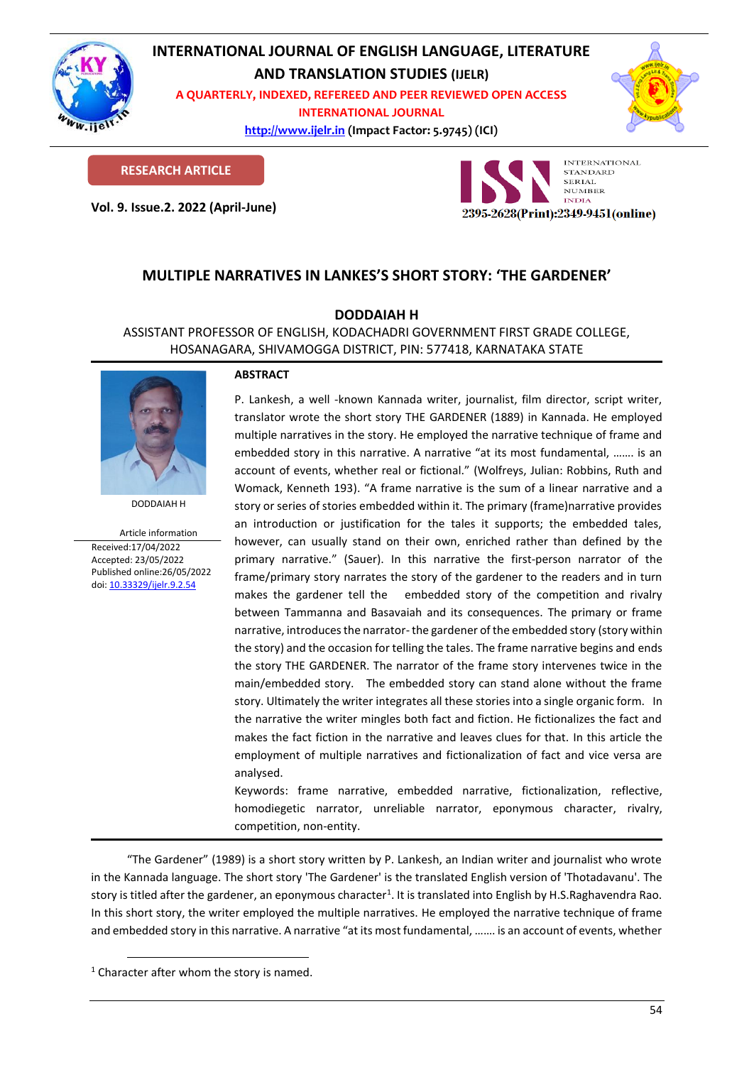# INTERNATIONAL JOURNAL OF ENGLISH LANGUAGE, LITERATURE AND TRANSLATION STUDIES (IJELR)

A QUARTERLY, INDEXED, REFEREED AND PEER REVIEWED OPEN ACCESS INTERNATIONAL JOURNAL

http://www.ijelr.in (Impact Factor: 5.9745) (ICI)

**RESEARCH ARTICLE**

**Vol. 9. Issue.2. 2022 (April-June)**

INTERNATIONAL STANDARD SERIAL NUMBER INDIA
2395-2628(Print):2349-9451(online)

## MULTIPLE NARRATIVES IN LANKES'S SHORT STORY: 'THE GARDENER'

**DODDAIAH H**

ASSISTANT PROFESSOR OF ENGLISH, KODACHADRI GOVERNMENT FIRST GRADE COLLEGE, HOSANAGARA, SHIVAMOGGA DISTRICT, PIN: 577418, KARNATAKA STATE

DODDAIAH H

Article information
Received:17/04/2022
Accepted: 23/05/2022
Published online:26/05/2022
doi: 10.33329/ijelr.9.2.54

### ABSTRACT

P. Lankesh, a well -known Kannada writer, journalist, film director, script writer, translator wrote the short story THE GARDENER (1889) in Kannada. He employed multiple narratives in the story. He employed the narrative technique of frame and embedded story in this narrative. A narrative "at its most fundamental, ……. is an account of events, whether real or fictional." (Wolfreys, Julian: Robbins, Ruth and Womack, Kenneth 193). "A frame narrative is the sum of a linear narrative and a story or series of stories embedded within it. The primary (frame)narrative provides an introduction or justification for the tales it supports; the embedded tales, however, can usually stand on their own, enriched rather than defined by the primary narrative." (Sauer). In this narrative the first-person narrator of the frame/primary story narrates the story of the gardener to the readers and in turn makes the gardener tell the embedded story of the competition and rivalry between Tammanna and Basavaiah and its consequences. The primary or frame narrative, introduces the narrator- the gardener of the embedded story (story within the story) and the occasion for telling the tales. The frame narrative begins and ends the story THE GARDENER. The narrator of the frame story intervenes twice in the main/embedded story. The embedded story can stand alone without the frame story. Ultimately the writer integrates all these stories into a single organic form. In the narrative the writer mingles both fact and fiction. He fictionalizes the fact and makes the fact fiction in the narrative and leaves clues for that. In this article the employment of multiple narratives and fictionalization of fact and vice versa are analysed.

Keywords: frame narrative, embedded narrative, fictionalization, reflective, homodiegetic narrator, unreliable narrator, eponymous character, rivalry, competition, non-entity.

---

"The Gardener" (1989) is a short story written by P. Lankesh, an Indian writer and journalist who wrote in the Kannada language. The short story 'The Gardener' is the translated English version of 'Thotadavanu'. The story is titled after the gardener, an eponymous character[1]. It is translated into English by H.S.Raghavendra Rao. In this short story, the writer employed the multiple narratives. He employed the narrative technique of frame and embedded story in this narrative. A narrative "at its most fundamental, ……. is an account of events, whether

[1] Character after whom the story is named.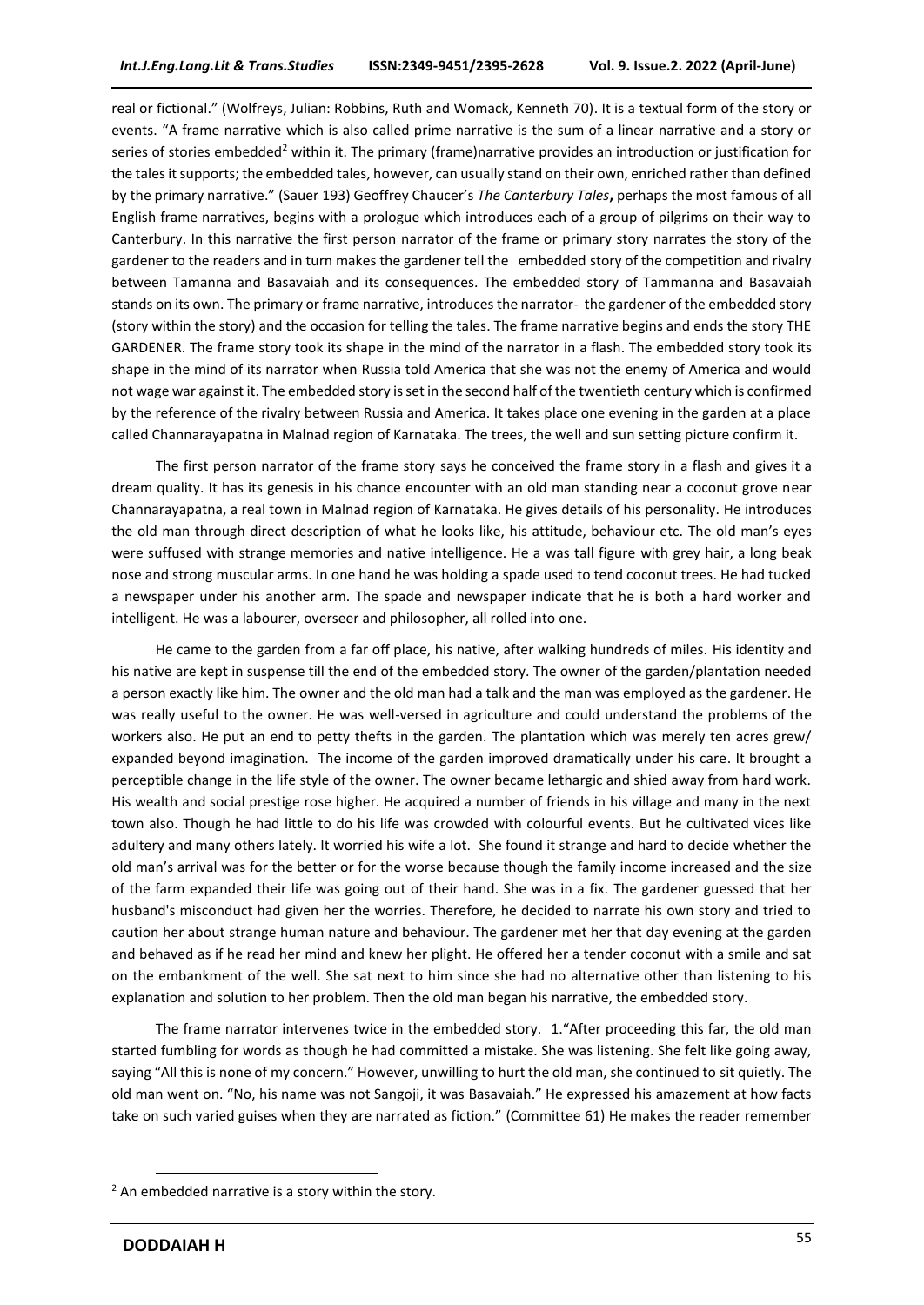real or fictional." (Wolfreys, Julian: Robbins, Ruth and Womack, Kenneth 70). It is a textual form of the story or events. "A frame narrative which is also called prime narrative is the sum of a linear narrative and a story or series of stories embedded[2] within it. The primary (frame)narrative provides an introduction or justification for the tales it supports; the embedded tales, however, can usually stand on their own, enriched rather than defined by the primary narrative." (Sauer 193) Geoffrey Chaucer's *The Canterbury Tales*, perhaps the most famous of all English frame narratives, begins with a prologue which introduces each of a group of pilgrims on their way to Canterbury. In this narrative the first person narrator of the frame or primary story narrates the story of the gardener to the readers and in turn makes the gardener tell the embedded story of the competition and rivalry between Tamanna and Basavaiah and its consequences. The embedded story of Tammanna and Basavaiah stands on its own. The primary or frame narrative, introduces the narrator- the gardener of the embedded story (story within the story) and the occasion for telling the tales. The frame narrative begins and ends the story THE GARDENER. The frame story took its shape in the mind of the narrator in a flash. The embedded story took its shape in the mind of its narrator when Russia told America that she was not the enemy of America and would not wage war against it. The embedded story is set in the second half of the twentieth century which is confirmed by the reference of the rivalry between Russia and America. It takes place one evening in the garden at a place called Channarayapatna in Malnad region of Karnataka. The trees, the well and sun setting picture confirm it.

The first person narrator of the frame story says he conceived the frame story in a flash and gives it a dream quality. It has its genesis in his chance encounter with an old man standing near a coconut grove near Channarayapatna, a real town in Malnad region of Karnataka. He gives details of his personality. He introduces the old man through direct description of what he looks like, his attitude, behaviour etc. The old man's eyes were suffused with strange memories and native intelligence. He a was tall figure with grey hair, a long beak nose and strong muscular arms. In one hand he was holding a spade used to tend coconut trees. He had tucked a newspaper under his another arm. The spade and newspaper indicate that he is both a hard worker and intelligent. He was a labourer, overseer and philosopher, all rolled into one.

He came to the garden from a far off place, his native, after walking hundreds of miles. His identity and his native are kept in suspense till the end of the embedded story. The owner of the garden/plantation needed a person exactly like him. The owner and the old man had a talk and the man was employed as the gardener. He was really useful to the owner. He was well-versed in agriculture and could understand the problems of the workers also. He put an end to petty thefts in the garden. The plantation which was merely ten acres grew/ expanded beyond imagination. The income of the garden improved dramatically under his care. It brought a perceptible change in the life style of the owner. The owner became lethargic and shied away from hard work. His wealth and social prestige rose higher. He acquired a number of friends in his village and many in the next town also. Though he had little to do his life was crowded with colourful events. But he cultivated vices like adultery and many others lately. It worried his wife a lot. She found it strange and hard to decide whether the old man's arrival was for the better or for the worse because though the family income increased and the size of the farm expanded their life was going out of their hand. She was in a fix. The gardener guessed that her husband's misconduct had given her the worries. Therefore, he decided to narrate his own story and tried to caution her about strange human nature and behaviour. The gardener met her that day evening at the garden and behaved as if he read her mind and knew her plight. He offered her a tender coconut with a smile and sat on the embankment of the well. She sat next to him since she had no alternative other than listening to his explanation and solution to her problem. Then the old man began his narrative, the embedded story.

The frame narrator intervenes twice in the embedded story. 1."After proceeding this far, the old man started fumbling for words as though he had committed a mistake. She was listening. She felt like going away, saying "All this is none of my concern." However, unwilling to hurt the old man, she continued to sit quietly. The old man went on. "No, his name was not Sangoji, it was Basavaiah." He expressed his amazement at how facts take on such varied guises when they are narrated as fiction." (Committee 61) He makes the reader remember

[2] An embedded narrative is a story within the story.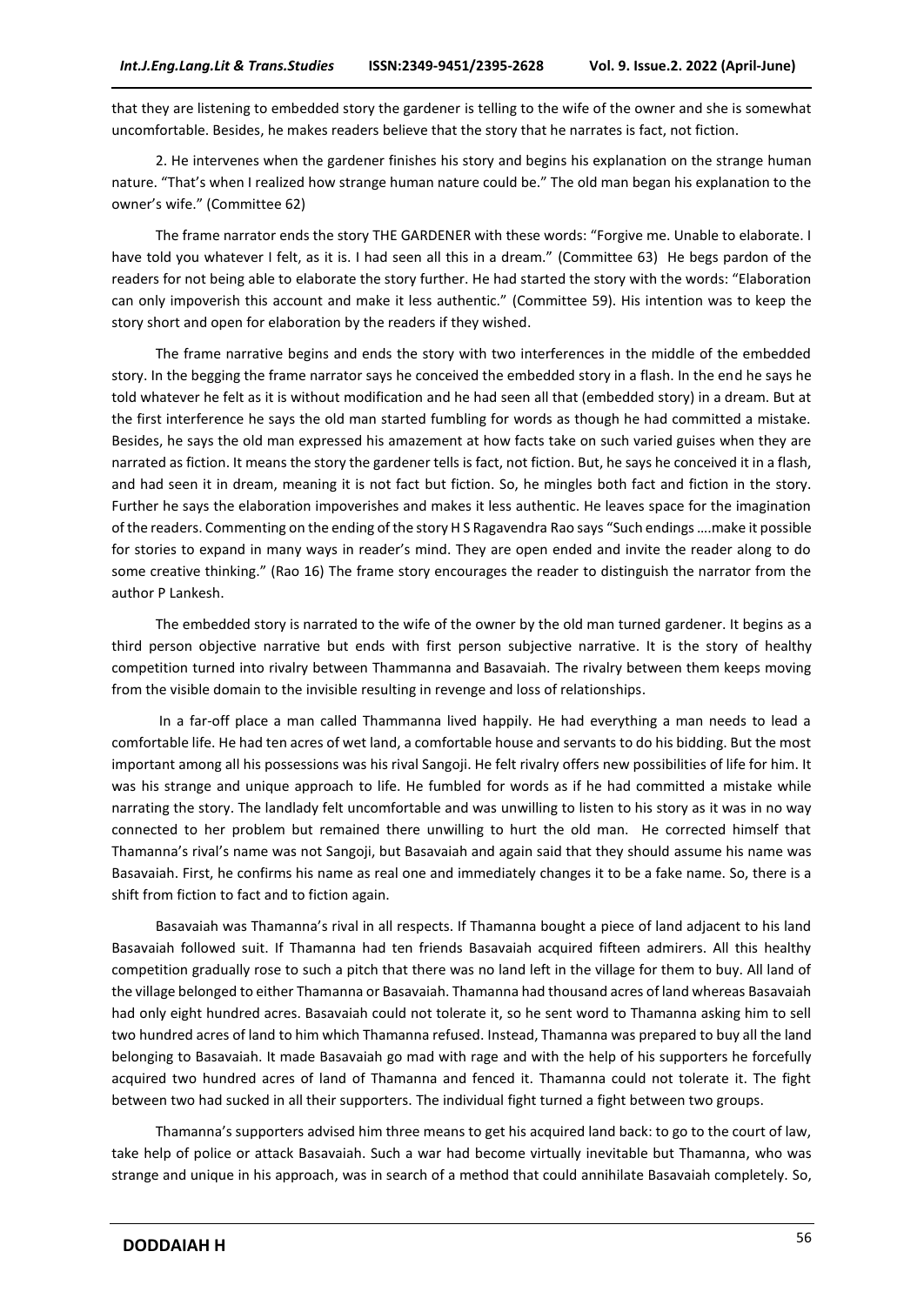that they are listening to embedded story the gardener is telling to the wife of the owner and she is somewhat uncomfortable. Besides, he makes readers believe that the story that he narrates is fact, not fiction.

2. He intervenes when the gardener finishes his story and begins his explanation on the strange human nature. "That's when I realized how strange human nature could be." The old man began his explanation to the owner's wife." (Committee 62)

The frame narrator ends the story THE GARDENER with these words: "Forgive me. Unable to elaborate. I have told you whatever I felt, as it is. I had seen all this in a dream." (Committee 63) He begs pardon of the readers for not being able to elaborate the story further. He had started the story with the words: "Elaboration can only impoverish this account and make it less authentic." (Committee 59). His intention was to keep the story short and open for elaboration by the readers if they wished.

The frame narrative begins and ends the story with two interferences in the middle of the embedded story. In the begging the frame narrator says he conceived the embedded story in a flash. In the end he says he told whatever he felt as it is without modification and he had seen all that (embedded story) in a dream. But at the first interference he says the old man started fumbling for words as though he had committed a mistake. Besides, he says the old man expressed his amazement at how facts take on such varied guises when they are narrated as fiction. It means the story the gardener tells is fact, not fiction. But, he says he conceived it in a flash, and had seen it in dream, meaning it is not fact but fiction. So, he mingles both fact and fiction in the story. Further he says the elaboration impoverishes and makes it less authentic. He leaves space for the imagination of the readers. Commenting on the ending of the story H S Ragavendra Rao says "Such endings ….make it possible for stories to expand in many ways in reader's mind. They are open ended and invite the reader along to do some creative thinking." (Rao 16) The frame story encourages the reader to distinguish the narrator from the author P Lankesh.

The embedded story is narrated to the wife of the owner by the old man turned gardener. It begins as a third person objective narrative but ends with first person subjective narrative. It is the story of healthy competition turned into rivalry between Thammanna and Basavaiah. The rivalry between them keeps moving from the visible domain to the invisible resulting in revenge and loss of relationships.

In a far-off place a man called Thammanna lived happily. He had everything a man needs to lead a comfortable life. He had ten acres of wet land, a comfortable house and servants to do his bidding. But the most important among all his possessions was his rival Sangoji. He felt rivalry offers new possibilities of life for him. It was his strange and unique approach to life. He fumbled for words as if he had committed a mistake while narrating the story. The landlady felt uncomfortable and was unwilling to listen to his story as it was in no way connected to her problem but remained there unwilling to hurt the old man. He corrected himself that Thamanna's rival's name was not Sangoji, but Basavaiah and again said that they should assume his name was Basavaiah. First, he confirms his name as real one and immediately changes it to be a fake name. So, there is a shift from fiction to fact and to fiction again.

Basavaiah was Thamanna's rival in all respects. If Thamanna bought a piece of land adjacent to his land Basavaiah followed suit. If Thamanna had ten friends Basavaiah acquired fifteen admirers. All this healthy competition gradually rose to such a pitch that there was no land left in the village for them to buy. All land of the village belonged to either Thamanna or Basavaiah. Thamanna had thousand acres of land whereas Basavaiah had only eight hundred acres. Basavaiah could not tolerate it, so he sent word to Thamanna asking him to sell two hundred acres of land to him which Thamanna refused. Instead, Thamanna was prepared to buy all the land belonging to Basavaiah. It made Basavaiah go mad with rage and with the help of his supporters he forcefully acquired two hundred acres of land of Thamanna and fenced it. Thamanna could not tolerate it. The fight between two had sucked in all their supporters. The individual fight turned a fight between two groups.

Thamanna's supporters advised him three means to get his acquired land back: to go to the court of law, take help of police or attack Basavaiah. Such a war had become virtually inevitable but Thamanna, who was strange and unique in his approach, was in search of a method that could annihilate Basavaiah completely. So,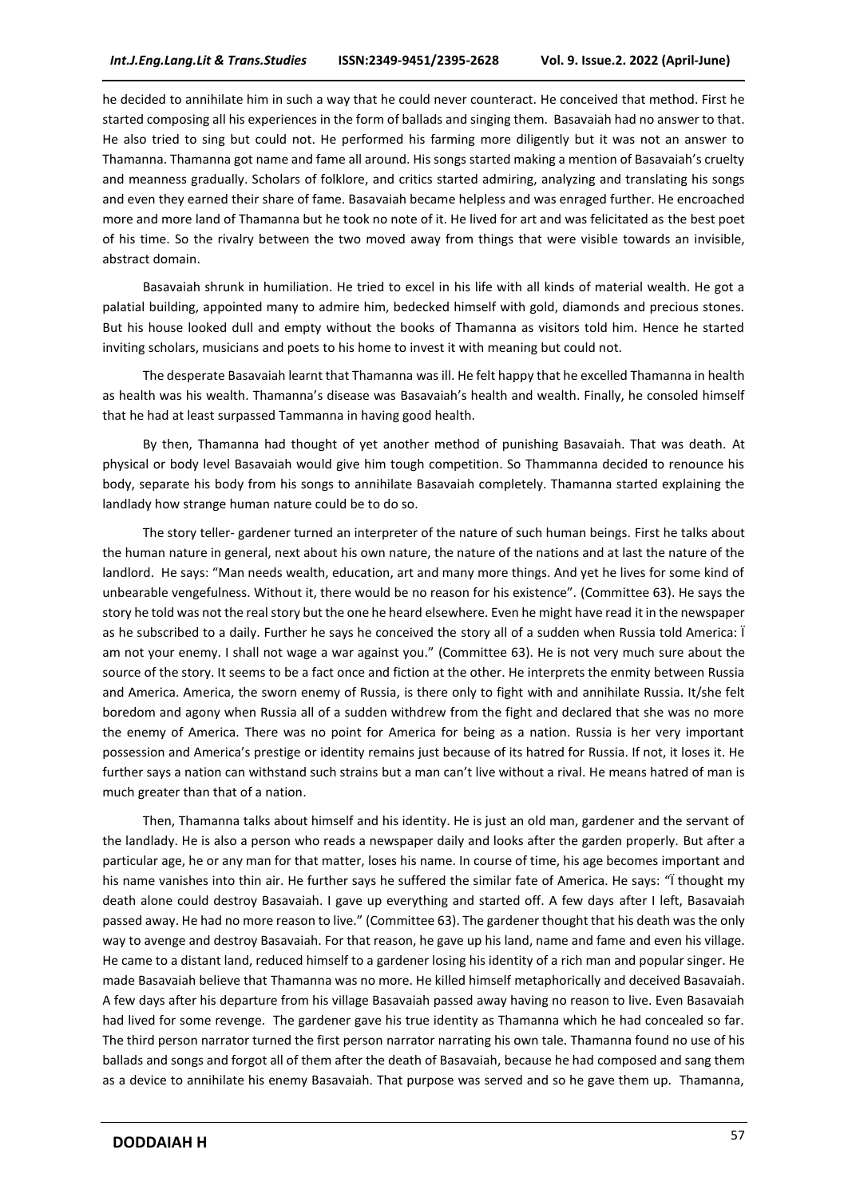he decided to annihilate him in such a way that he could never counteract. He conceived that method. First he started composing all his experiences in the form of ballads and singing them. Basavaiah had no answer to that. He also tried to sing but could not. He performed his farming more diligently but it was not an answer to Thamanna. Thamanna got name and fame all around. His songs started making a mention of Basavaiah's cruelty and meanness gradually. Scholars of folklore, and critics started admiring, analyzing and translating his songs and even they earned their share of fame. Basavaiah became helpless and was enraged further. He encroached more and more land of Thamanna but he took no note of it. He lived for art and was felicitated as the best poet of his time. So the rivalry between the two moved away from things that were visible towards an invisible, abstract domain.

Basavaiah shrunk in humiliation. He tried to excel in his life with all kinds of material wealth. He got a palatial building, appointed many to admire him, bedecked himself with gold, diamonds and precious stones. But his house looked dull and empty without the books of Thamanna as visitors told him. Hence he started inviting scholars, musicians and poets to his home to invest it with meaning but could not.

The desperate Basavaiah learnt that Thamanna was ill. He felt happy that he excelled Thamanna in health as health was his wealth. Thamanna's disease was Basavaiah's health and wealth. Finally, he consoled himself that he had at least surpassed Tammanna in having good health.

By then, Thamanna had thought of yet another method of punishing Basavaiah. That was death. At physical or body level Basavaiah would give him tough competition. So Thammanna decided to renounce his body, separate his body from his songs to annihilate Basavaiah completely. Thamanna started explaining the landlady how strange human nature could be to do so.

The story teller- gardener turned an interpreter of the nature of such human beings. First he talks about the human nature in general, next about his own nature, the nature of the nations and at last the nature of the landlord. He says: "Man needs wealth, education, art and many more things. And yet he lives for some kind of unbearable vengefulness. Without it, there would be no reason for his existence". (Committee 63). He says the story he told was not the real story but the one he heard elsewhere. Even he might have read it in the newspaper as he subscribed to a daily. Further he says he conceived the story all of a sudden when Russia told America: Ï am not your enemy. I shall not wage a war against you." (Committee 63). He is not very much sure about the source of the story. It seems to be a fact once and fiction at the other. He interprets the enmity between Russia and America. America, the sworn enemy of Russia, is there only to fight with and annihilate Russia. It/she felt boredom and agony when Russia all of a sudden withdrew from the fight and declared that she was no more the enemy of America. There was no point for America for being as a nation. Russia is her very important possession and America's prestige or identity remains just because of its hatred for Russia. If not, it loses it. He further says a nation can withstand such strains but a man can't live without a rival. He means hatred of man is much greater than that of a nation.

Then, Thamanna talks about himself and his identity. He is just an old man, gardener and the servant of the landlady. He is also a person who reads a newspaper daily and looks after the garden properly. But after a particular age, he or any man for that matter, loses his name. In course of time, his age becomes important and his name vanishes into thin air. He further says he suffered the similar fate of America. He says: "Ï thought my death alone could destroy Basavaiah. I gave up everything and started off. A few days after I left, Basavaiah passed away. He had no more reason to live." (Committee 63). The gardener thought that his death was the only way to avenge and destroy Basavaiah. For that reason, he gave up his land, name and fame and even his village. He came to a distant land, reduced himself to a gardener losing his identity of a rich man and popular singer. He made Basavaiah believe that Thamanna was no more. He killed himself metaphorically and deceived Basavaiah. A few days after his departure from his village Basavaiah passed away having no reason to live. Even Basavaiah had lived for some revenge. The gardener gave his true identity as Thamanna which he had concealed so far. The third person narrator turned the first person narrator narrating his own tale. Thamanna found no use of his ballads and songs and forgot all of them after the death of Basavaiah, because he had composed and sang them as a device to annihilate his enemy Basavaiah. That purpose was served and so he gave them up. Thamanna,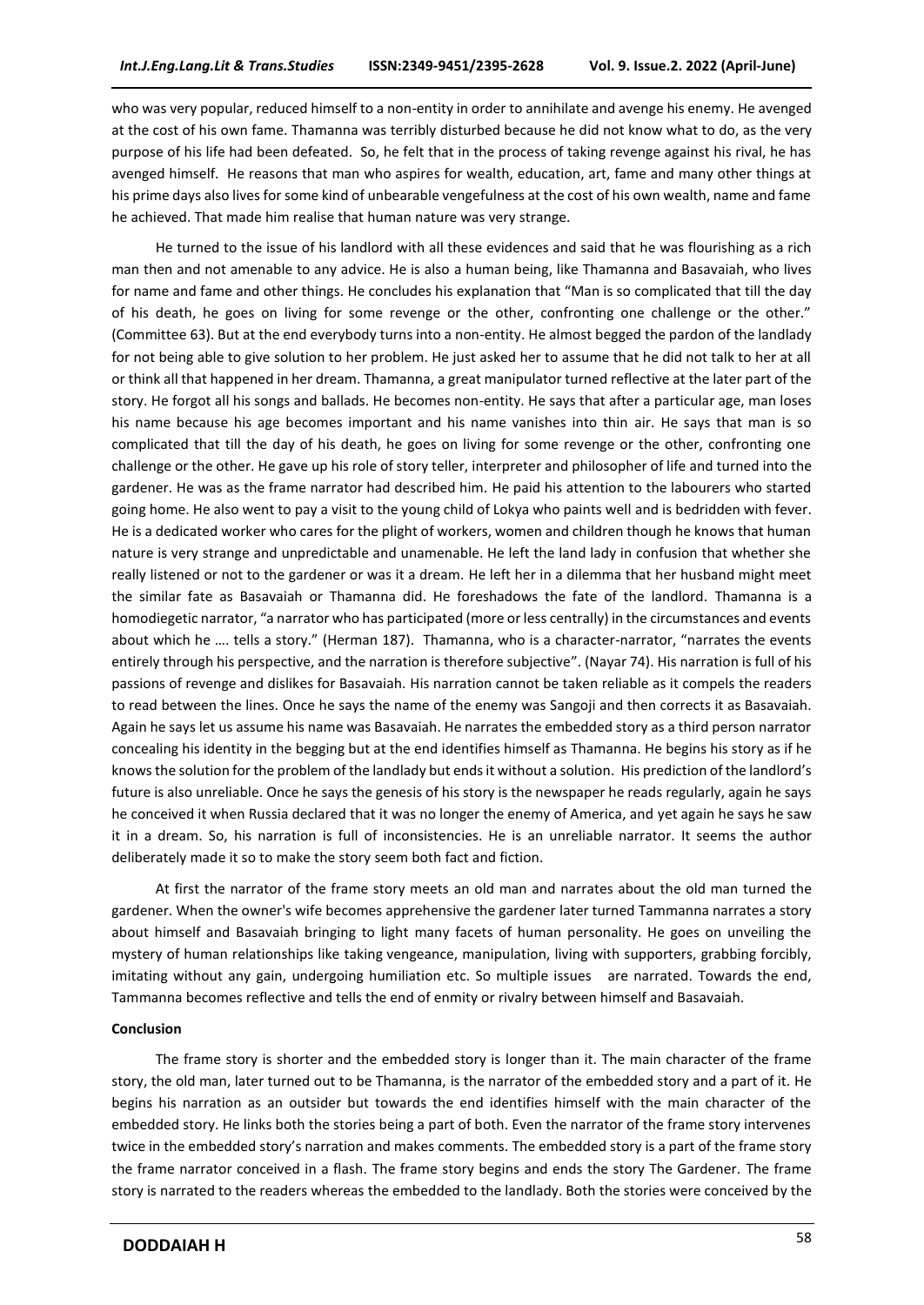who was very popular, reduced himself to a non-entity in order to annihilate and avenge his enemy. He avenged at the cost of his own fame. Thamanna was terribly disturbed because he did not know what to do, as the very purpose of his life had been defeated. So, he felt that in the process of taking revenge against his rival, he has avenged himself. He reasons that man who aspires for wealth, education, art, fame and many other things at his prime days also lives for some kind of unbearable vengefulness at the cost of his own wealth, name and fame he achieved. That made him realise that human nature was very strange.

He turned to the issue of his landlord with all these evidences and said that he was flourishing as a rich man then and not amenable to any advice. He is also a human being, like Thamanna and Basavaiah, who lives for name and fame and other things. He concludes his explanation that "Man is so complicated that till the day of his death, he goes on living for some revenge or the other, confronting one challenge or the other." (Committee 63). But at the end everybody turns into a non-entity. He almost begged the pardon of the landlady for not being able to give solution to her problem. He just asked her to assume that he did not talk to her at all or think all that happened in her dream. Thamanna, a great manipulator turned reflective at the later part of the story. He forgot all his songs and ballads. He becomes non-entity. He says that after a particular age, man loses his name because his age becomes important and his name vanishes into thin air. He says that man is so complicated that till the day of his death, he goes on living for some revenge or the other, confronting one challenge or the other. He gave up his role of story teller, interpreter and philosopher of life and turned into the gardener. He was as the frame narrator had described him. He paid his attention to the labourers who started going home. He also went to pay a visit to the young child of Lokya who paints well and is bedridden with fever. He is a dedicated worker who cares for the plight of workers, women and children though he knows that human nature is very strange and unpredictable and unamenable. He left the land lady in confusion that whether she really listened or not to the gardener or was it a dream. He left her in a dilemma that her husband might meet the similar fate as Basavaiah or Thamanna did. He foreshadows the fate of the landlord. Thamanna is a homodiegetic narrator, "a narrator who has participated (more or less centrally) in the circumstances and events about which he …. tells a story." (Herman 187). Thamanna, who is a character-narrator, "narrates the events entirely through his perspective, and the narration is therefore subjective". (Nayar 74). His narration is full of his passions of revenge and dislikes for Basavaiah. His narration cannot be taken reliable as it compels the readers to read between the lines. Once he says the name of the enemy was Sangoji and then corrects it as Basavaiah. Again he says let us assume his name was Basavaiah. He narrates the embedded story as a third person narrator concealing his identity in the begging but at the end identifies himself as Thamanna. He begins his story as if he knows the solution for the problem of the landlady but ends it without a solution. His prediction of the landlord's future is also unreliable. Once he says the genesis of his story is the newspaper he reads regularly, again he says he conceived it when Russia declared that it was no longer the enemy of America, and yet again he says he saw it in a dream. So, his narration is full of inconsistencies. He is an unreliable narrator. It seems the author deliberately made it so to make the story seem both fact and fiction.

At first the narrator of the frame story meets an old man and narrates about the old man turned the gardener. When the owner's wife becomes apprehensive the gardener later turned Tammanna narrates a story about himself and Basavaiah bringing to light many facets of human personality. He goes on unveiling the mystery of human relationships like taking vengeance, manipulation, living with supporters, grabbing forcibly, imitating without any gain, undergoing humiliation etc. So multiple issues are narrated. Towards the end, Tammanna becomes reflective and tells the end of enmity or rivalry between himself and Basavaiah.

**Conclusion**

The frame story is shorter and the embedded story is longer than it. The main character of the frame story, the old man, later turned out to be Thamanna, is the narrator of the embedded story and a part of it. He begins his narration as an outsider but towards the end identifies himself with the main character of the embedded story. He links both the stories being a part of both. Even the narrator of the frame story intervenes twice in the embedded story's narration and makes comments. The embedded story is a part of the frame story the frame narrator conceived in a flash. The frame story begins and ends the story The Gardener. The frame story is narrated to the readers whereas the embedded to the landlady. Both the stories were conceived by the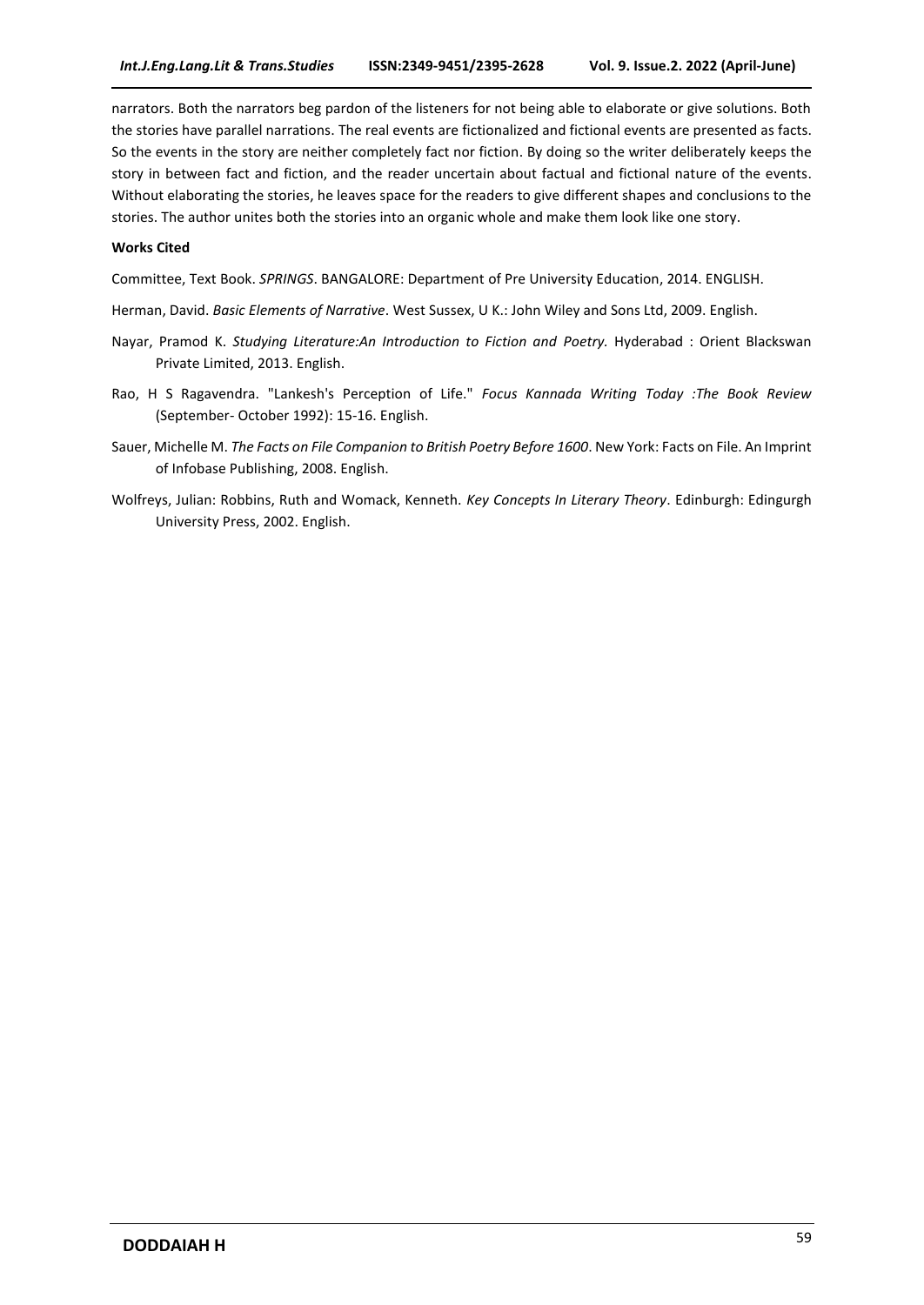narrators. Both the narrators beg pardon of the listeners for not being able to elaborate or give solutions. Both the stories have parallel narrations. The real events are fictionalized and fictional events are presented as facts. So the events in the story are neither completely fact nor fiction. By doing so the writer deliberately keeps the story in between fact and fiction, and the reader uncertain about factual and fictional nature of the events. Without elaborating the stories, he leaves space for the readers to give different shapes and conclusions to the stories. The author unites both the stories into an organic whole and make them look like one story.

**Works Cited**

Committee, Text Book. *SPRINGS*. BANGALORE: Department of Pre University Education, 2014. ENGLISH.

Herman, David. *Basic Elements of Narrative*. West Sussex, U K.: John Wiley and Sons Ltd, 2009. English.

Nayar, Pramod K. *Studying Literature:An Introduction to Fiction and Poetry.* Hyderabad : Orient Blackswan Private Limited, 2013. English.

Rao, H S Ragavendra. "Lankesh's Perception of Life." *Focus Kannada Writing Today :The Book Review* (September- October 1992): 15-16. English.

Sauer, Michelle M. *The Facts on File Companion to British Poetry Before 1600*. New York: Facts on File. An Imprint of Infobase Publishing, 2008. English.

Wolfreys, Julian: Robbins, Ruth and Womack, Kenneth. *Key Concepts In Literary Theory*. Edinburgh: Edingurgh University Press, 2002. English.